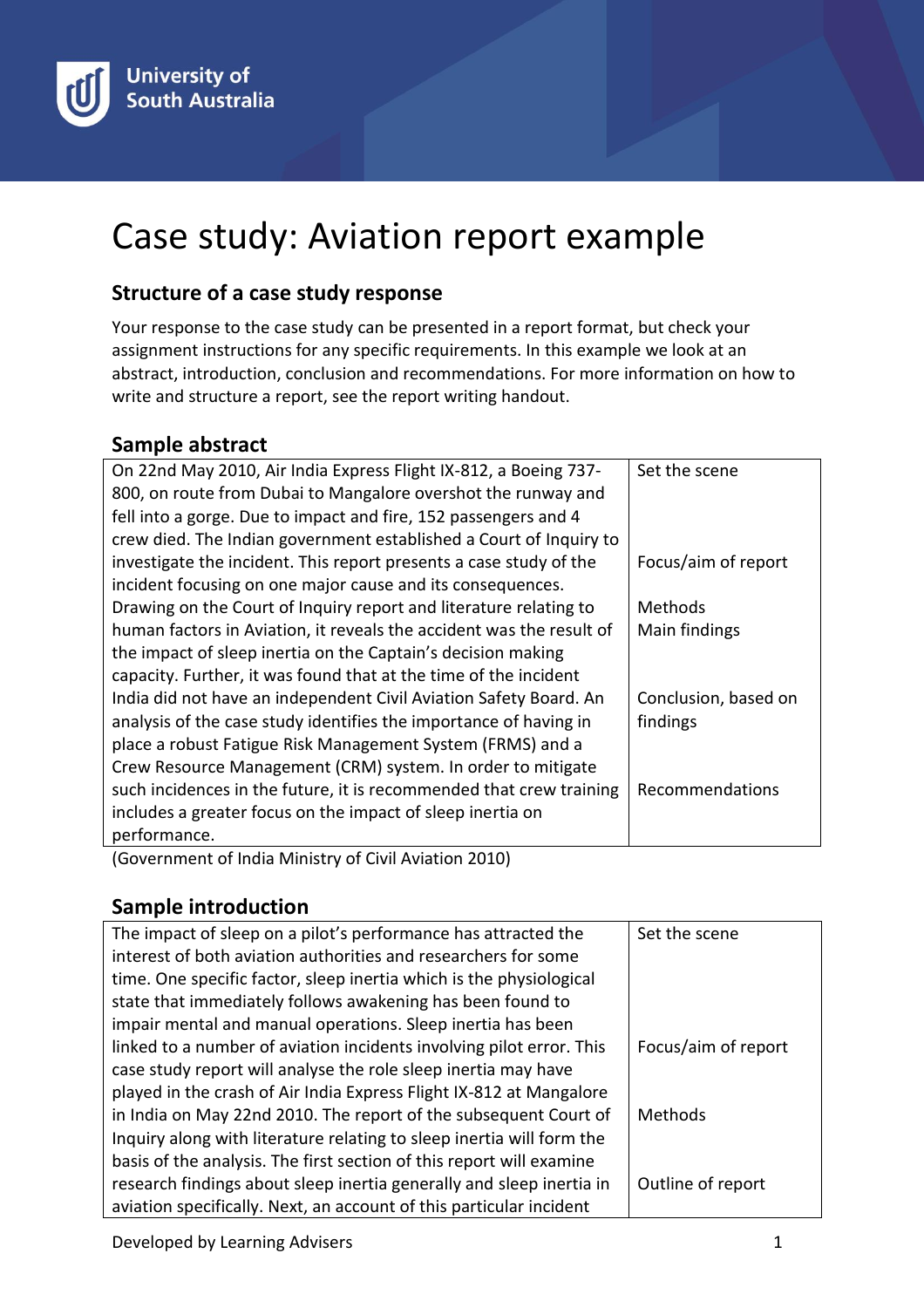# Case study: Aviation report example

## Structure of a case study response

Your response to the case study can be presented in a report format, but check your assignment instructions for any specific requirements. In this example we look at an abstract, introduction, conclusion and recommendations. For more information on how to write and structure a report, see the report writing handout.

## Sample abstract

| | |
|---|---|
| On 22nd May 2010, Air India Express Flight IX-812, a Boeing 737-800, on route from Dubai to Mangalore overshot the runway and fell into a gorge. Due to impact and fire, 152 passengers and 4 crew died. The Indian government established a Court of Inquiry to | Set the scene |
| investigate the incident. This report presents a case study of the incident focusing on one major cause and its consequences. | Focus/aim of report |
| Drawing on the Court of Inquiry report and literature relating to human factors in Aviation, it reveals the accident was the result of the impact of sleep inertia on the Captain's decision making capacity. Further, it was found that at the time of the incident India did not have an independent Civil Aviation Safety Board. | Methods<br>Main findings |
| An analysis of the case study identifies the importance of having in place a robust Fatigue Risk Management System (FRMS) and a Crew Resource Management (CRM) system. | Conclusion, based on findings |
| In order to mitigate such incidences in the future, it is recommended that crew training includes a greater focus on the impact of sleep inertia on performance. | Recommendations |

(Government of India Ministry of Civil Aviation 2010)

## Sample introduction

| | |
|---|---|
| The impact of sleep on a pilot's performance has attracted the interest of both aviation authorities and researchers for some time. One specific factor, sleep inertia which is the physiological state that immediately follows awakening has been found to impair mental and manual operations. Sleep inertia has been linked to a number of aviation incidents involving pilot error. | Set the scene |
| This case study report will analyse the role sleep inertia may have played in the crash of Air India Express Flight IX-812 at Mangalore in India on May 22nd 2010. | Focus/aim of report |
| The report of the subsequent Court of Inquiry along with literature relating to sleep inertia will form the basis of the analysis. | Methods |
| The first section of this report will examine research findings about sleep inertia generally and sleep inertia in aviation specifically. Next, an account of this particular incident | Outline of report |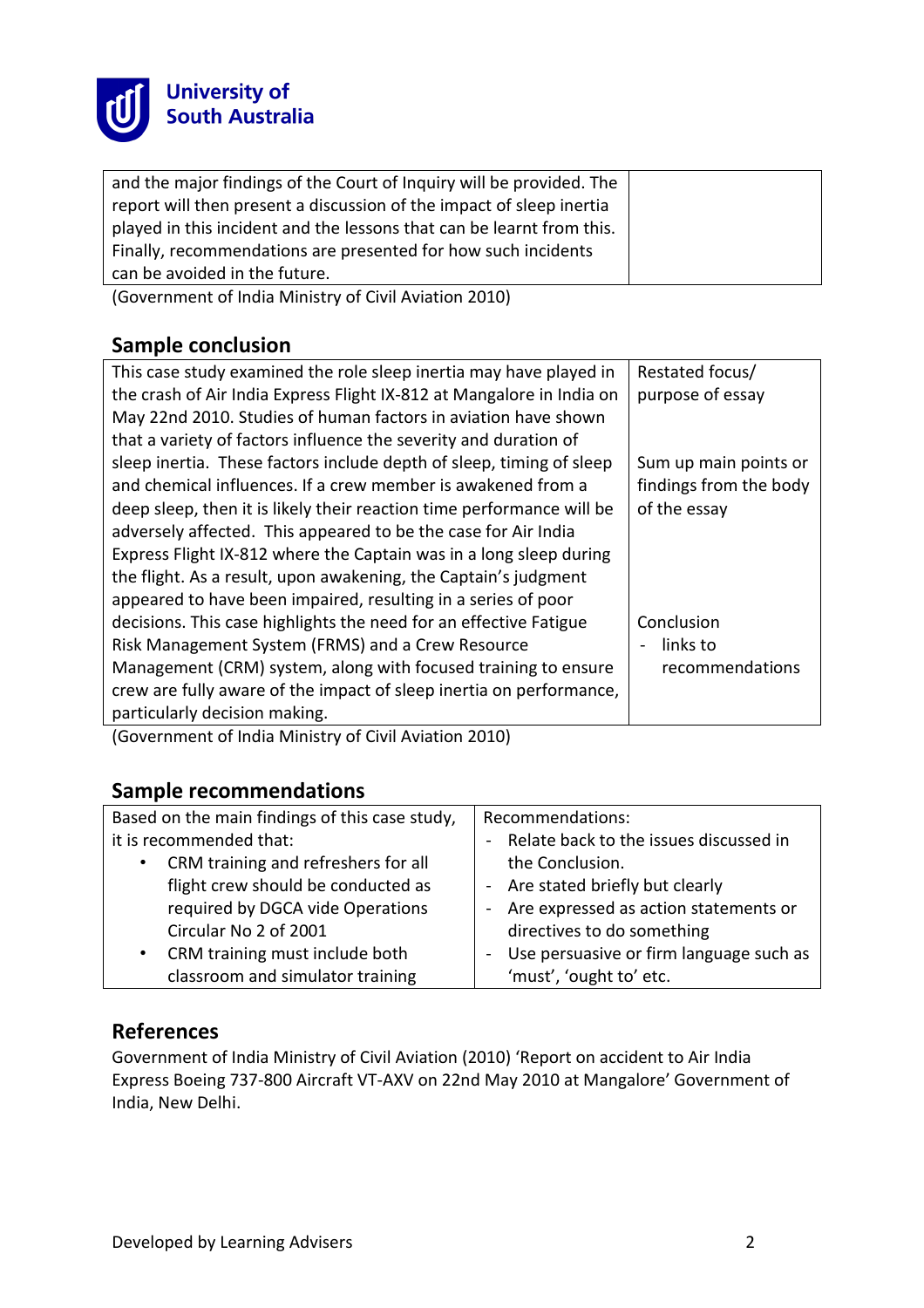| | |
|---|---|
| and the major findings of the Court of Inquiry will be provided. The report will then present a discussion of the impact of sleep inertia played in this incident and the lessons that can be learnt from this. Finally, recommendations are presented for how such incidents can be avoided in the future. | |

(Government of India Ministry of Civil Aviation 2010)

## Sample conclusion

| | |
|---|---|
| This case study examined the role sleep inertia may have played in the crash of Air India Express Flight IX-812 at Mangalore in India on May 22nd 2010. Studies of human factors in aviation have shown that a variety of factors influence the severity and duration of sleep inertia. These factors include depth of sleep, timing of sleep and chemical influences. If a crew member is awakened from a deep sleep, then it is likely their reaction time performance will be adversely affected. This appeared to be the case for Air India Express Flight IX-812 where the Captain was in a long sleep during the flight. As a result, upon awakening, the Captain's judgment appeared to have been impaired, resulting in a series of poor decisions. This case highlights the need for an effective Fatigue Risk Management System (FRMS) and a Crew Resource Management (CRM) system, along with focused training to ensure crew are fully aware of the impact of sleep inertia on performance, particularly decision making. | Restated focus/ purpose of essay<br><br>Sum up main points or findings from the body of the essay<br><br>Conclusion<br>- links to recommendations |

(Government of India Ministry of Civil Aviation 2010)

## Sample recommendations

| | |
|---|---|
| Based on the main findings of this case study, it is recommended that:<br>• CRM training and refreshers for all flight crew should be conducted as required by DGCA vide Operations Circular No 2 of 2001<br>• CRM training must include both classroom and simulator training | Recommendations:<br>- Relate back to the issues discussed in the Conclusion.<br>- Are stated briefly but clearly<br>- Are expressed as action statements or directives to do something<br>- Use persuasive or firm language such as 'must', 'ought to' etc. |

## References

Government of India Ministry of Civil Aviation (2010) 'Report on accident to Air India Express Boeing 737-800 Aircraft VT-AXV on 22nd May 2010 at Mangalore' Government of India, New Delhi.